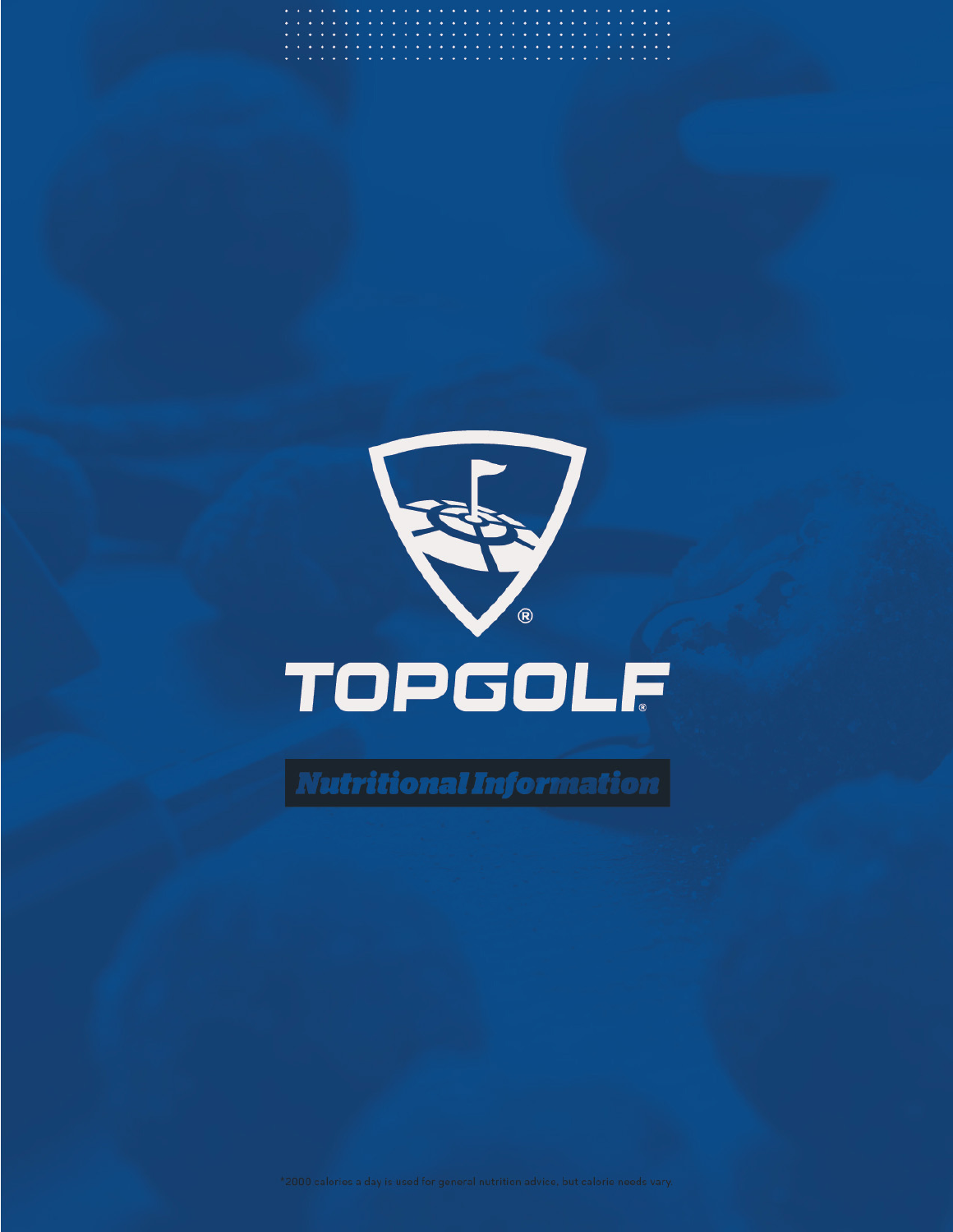# TOPGOLF®

## Nutritional Information

*2000 calories a day is used for general nutrition advice, but calorie needs vary.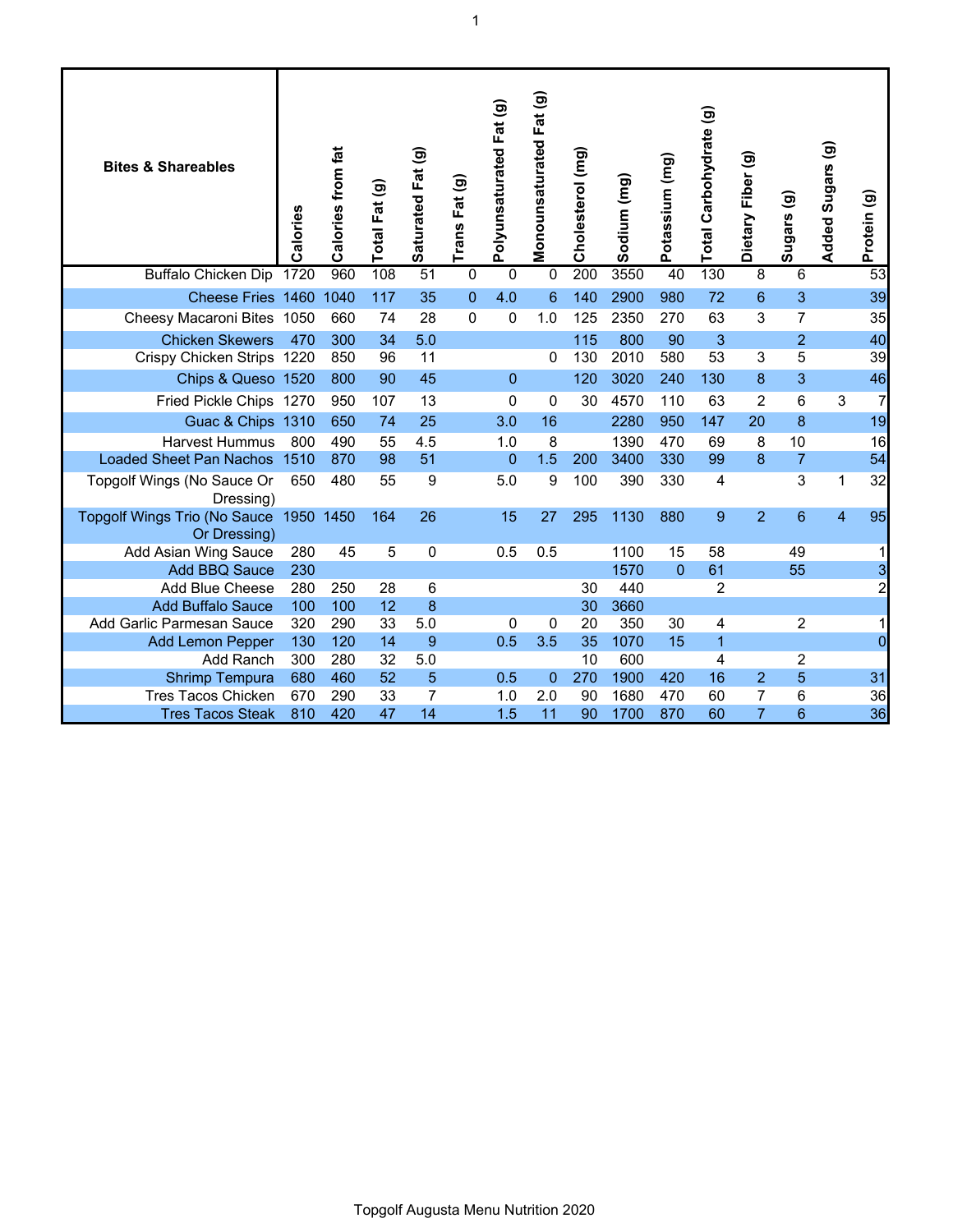| Bites & Shareables | Calories | Calories from fat | Total Fat (g) | Saturated Fat (g) | Trans Fat (g) | Polyunsaturated Fat (g) | Monounsaturated Fat (g) | Cholesterol (mg) | Sodium (mg) | Potassium (mg) | Total Carbohydrate (g) | Dietary Fiber (g) | Sugars (g) | Added Sugars (g) | Protein (g) |
|---|---|---|---|---|---|---|---|---|---|---|---|---|---|---|---|
| Buffalo Chicken Dip | 1720 | 960 | 108 | 51 | 0 | 0 | 0 | 200 | 3550 | 40 | 130 | 8 | 6 | | 53 |
| Cheese Fries | 1460 | 1040 | 117 | 35 | 0 | 4.0 | 6 | 140 | 2900 | 980 | 72 | 6 | 3 | | 39 |
| Cheesy Macaroni Bites | 1050 | 660 | 74 | 28 | 0 | 0 | 1.0 | 125 | 2350 | 270 | 63 | 3 | 7 | | 35 |
| Chicken Skewers | 470 | 300 | 34 | 5.0 | | | | 115 | 800 | 90 | 3 | | 2 | | 40 |
| Crispy Chicken Strips | 1220 | 850 | 96 | 11 | | | 0 | 130 | 2010 | 580 | 53 | 3 | 5 | | 39 |
| Chips & Queso | 1520 | 800 | 90 | 45 | | 0 | | 120 | 3020 | 240 | 130 | 8 | 3 | | 46 |
| Fried Pickle Chips | 1270 | 950 | 107 | 13 | | 0 | 0 | 30 | 4570 | 110 | 63 | 2 | 6 | 3 | 7 |
| Guac & Chips | 1310 | 650 | 74 | 25 | | 3.0 | 16 | | 2280 | 950 | 147 | 20 | 8 | | 19 |
| Harvest Hummus | 800 | 490 | 55 | 4.5 | | 1.0 | 8 | | 1390 | 470 | 69 | 8 | 10 | | 16 |
| Loaded Sheet Pan Nachos | 1510 | 870 | 98 | 51 | | 0 | 1.5 | 200 | 3400 | 330 | 99 | 8 | 7 | | 54 |
| Topgolf Wings (No Sauce Or Dressing) | 650 | 480 | 55 | 9 | | 5.0 | 9 | 100 | 390 | 330 | 4 | | 3 | 1 | 32 |
| Topgolf Wings Trio (No Sauce Or Dressing) | 1950 | 1450 | 164 | 26 | | 15 | 27 | 295 | 1130 | 880 | 9 | 2 | 6 | 4 | 95 |
| Add Asian Wing Sauce | 280 | 45 | 5 | 0 | | 0.5 | 0.5 | | 1100 | 15 | 58 | | 49 | | 1 |
| Add BBQ Sauce | 230 | | | | | | | | 1570 | 0 | 61 | | 55 | | 3 |
| Add Blue Cheese | 280 | 250 | 28 | 6 | | | | 30 | 440 | | 2 | | | | 2 |
| Add Buffalo Sauce | 100 | 100 | 12 | 8 | | | | 30 | 3660 | | | | | | |
| Add Garlic Parmesan Sauce | 320 | 290 | 33 | 5.0 | | 0 | 0 | 20 | 350 | 30 | 4 | | 2 | | 1 |
| Add Lemon Pepper | 130 | 120 | 14 | 9 | | 0.5 | 3.5 | 35 | 1070 | 15 | 1 | | | | 0 |
| Add Ranch | 300 | 280 | 32 | 5.0 | | | | 10 | 600 | | 4 | | 2 | | |
| Shrimp Tempura | 680 | 460 | 52 | 5 | | 0.5 | 0 | 270 | 1900 | 420 | 16 | 2 | 5 | | 31 |
| Tres Tacos Chicken | 670 | 290 | 33 | 7 | | 1.0 | 2.0 | 90 | 1680 | 470 | 60 | 7 | 6 | | 36 |
| Tres Tacos Steak | 810 | 420 | 47 | 14 | | 1.5 | 11 | 90 | 1700 | 870 | 60 | 7 | 6 | | 36 |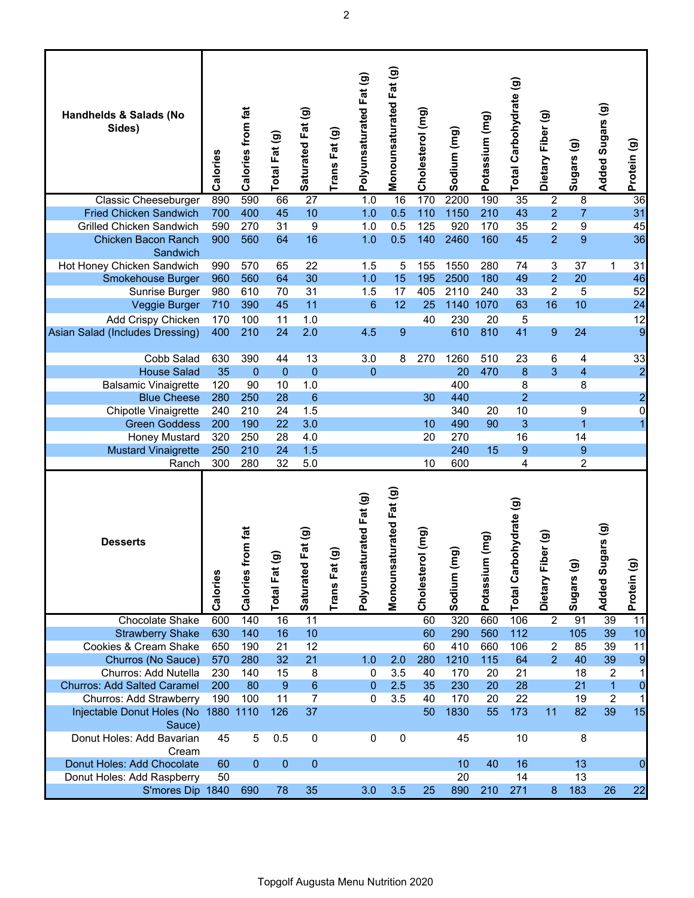| Handhelds & Salads (No Sides) | Calories | Calories from fat | Total Fat (g) | Saturated Fat (g) | Trans Fat (g) | Polyunsaturated Fat (g) | Monounsaturated Fat (g) | Cholesterol (mg) | Sodium (mg) | Potassium (mg) | Total Carbohydrate (g) | Dietary Fiber (g) | Sugars (g) | Added Sugars (g) | Protein (g) |
|---|---|---|---|---|---|---|---|---|---|---|---|---|---|---|---|
| Classic Cheeseburger | 890 | 590 | 66 | 27 | | 1.0 | 16 | 170 | 2200 | 190 | 35 | 2 | 8 | | 36 |
| Fried Chicken Sandwich | 700 | 400 | 45 | 10 | | 1.0 | 0.5 | 110 | 1150 | 210 | 43 | 2 | 7 | | 31 |
| Grilled Chicken Sandwich | 590 | 270 | 31 | 9 | | 1.0 | 0.5 | 125 | 920 | 170 | 35 | 2 | 9 | | 45 |
| Chicken Bacon Ranch Sandwich | 900 | 560 | 64 | 16 | | 1.0 | 0.5 | 140 | 2460 | 160 | 45 | 2 | 9 | | 36 |
| Hot Honey Chicken Sandwich | 990 | 570 | 65 | 22 | | 1.5 | 5 | 155 | 1550 | 280 | 74 | 3 | 37 | 1 | 31 |
| Smokehouse Burger | 960 | 560 | 64 | 30 | | 1.0 | 15 | 195 | 2500 | 180 | 49 | 2 | 20 | | 46 |
| Sunrise Burger | 980 | 610 | 70 | 31 | | 1.5 | 17 | 405 | 2110 | 240 | 33 | 2 | 5 | | 52 |
| Veggie Burger | 710 | 390 | 45 | 11 | | 6 | 12 | 25 | 1140 | 1070 | 63 | 16 | 10 | | 24 |
| Add Crispy Chicken | 170 | 100 | 11 | 1.0 | | | | 40 | 230 | 20 | 5 | | | | 12 |
| Asian Salad (Includes Dressing) | 400 | 210 | 24 | 2.0 | | 4.5 | 9 | | 610 | 810 | 41 | 9 | 24 | | 9 |
| Cobb Salad | 630 | 390 | 44 | 13 | | 3.0 | 8 | 270 | 1260 | 510 | 23 | 6 | 4 | | 33 |
| House Salad | 35 | 0 | 0 | 0 | | 0 | | | 20 | 470 | 8 | 3 | 4 | | 2 |
| Balsamic Vinaigrette | 120 | 90 | 10 | 1.0 | | | | | 400 | | 8 | | 8 | | |
| Blue Cheese | 280 | 250 | 28 | 6 | | | | 30 | 440 | | 2 | | | | 2 |
| Chipotle Vinaigrette | 240 | 210 | 24 | 1.5 | | | | | 340 | 20 | 10 | | 9 | | 0 |
| Green Goddess | 200 | 190 | 22 | 3.0 | | | | 10 | 490 | 90 | 3 | | 1 | | 1 |
| Honey Mustard | 320 | 250 | 28 | 4.0 | | | | 20 | 270 | | 16 | | 14 | | |
| Mustard Vinaigrette | 250 | 210 | 24 | 1.5 | | | | | 240 | 15 | 9 | | 9 | | |
| Ranch | 300 | 280 | 32 | 5.0 | | | | 10 | 600 | | 4 | | 2 | | |

| Desserts | Calories | Calories from fat | Total Fat (g) | Saturated Fat (g) | Trans Fat (g) | Polyunsaturated Fat (g) | Monounsaturated Fat (g) | Cholesterol (mg) | Sodium (mg) | Potassium (mg) | Total Carbohydrate (g) | Dietary Fiber (g) | Sugars (g) | Added Sugars (g) | Protein (g) |
|---|---|---|---|---|---|---|---|---|---|---|---|---|---|---|---|
| Chocolate Shake | 600 | 140 | 16 | 11 | | | | 60 | 320 | 660 | 106 | 2 | 91 | 39 | 11 |
| Strawberry Shake | 630 | 140 | 16 | 10 | | | | 60 | 290 | 560 | 112 | | 105 | 39 | 10 |
| Cookies & Cream Shake | 650 | 190 | 21 | 12 | | | | 60 | 410 | 660 | 106 | 2 | 85 | 39 | 11 |
| Churros (No Sauce) | 570 | 280 | 32 | 21 | | 1.0 | 2.0 | 280 | 1210 | 115 | 64 | 2 | 40 | 39 | 9 |
| Churros: Add Nutella | 230 | 140 | 15 | 8 | | 0 | 3.5 | 40 | 170 | 20 | 21 | | 18 | 2 | 1 |
| Churros: Add Salted Caramel | 200 | 80 | 9 | 6 | | 0 | 2.5 | 35 | 230 | 20 | 28 | | 21 | 1 | 0 |
| Churros: Add Strawberry | 190 | 100 | 11 | 7 | | 0 | 3.5 | 40 | 170 | 20 | 22 | | 19 | 2 | 1 |
| Injectable Donut Holes (No Sauce) | 1880 | 1110 | 126 | 37 | | | | 50 | 1830 | 55 | 173 | 11 | 82 | 39 | 15 |
| Donut Holes: Add Bavarian Cream | 45 | 5 | 0.5 | 0 | | 0 | 0 | | 45 | | 10 | | 8 | | |
| Donut Holes: Add Chocolate | 60 | 0 | 0 | 0 | | | | | 10 | 40 | 16 | | 13 | | 0 |
| Donut Holes: Add Raspberry | 50 | | | | | | | | 20 | | 14 | | 13 | | |
| S'mores Dip | 1840 | 690 | 78 | 35 | | 3.0 | 3.5 | 25 | 890 | 210 | 271 | 8 | 183 | 26 | 22 |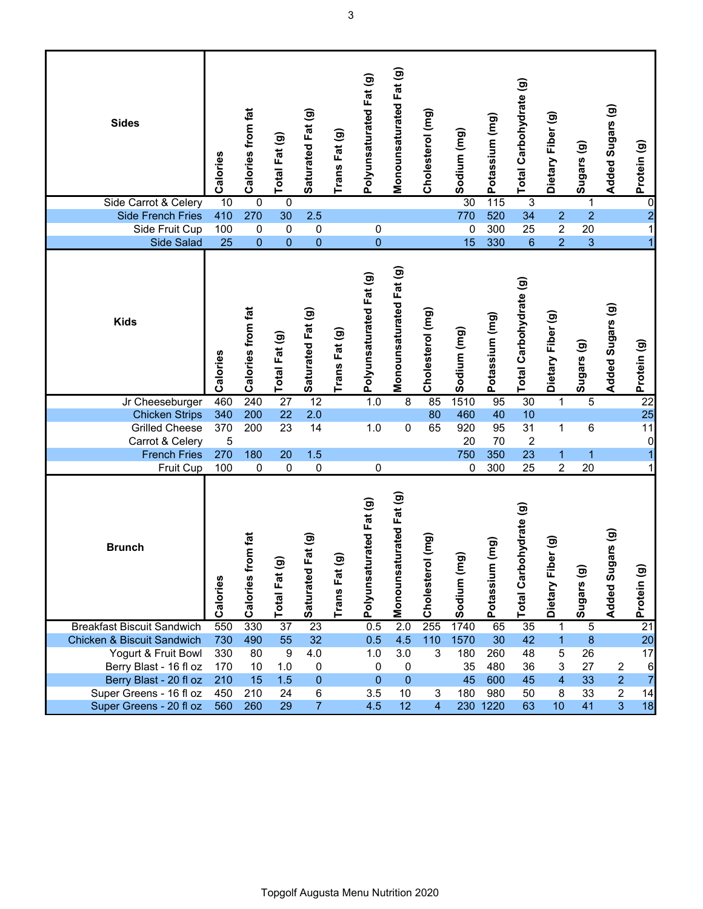| Sides | Calories | Calories from fat | Total Fat (g) | Saturated Fat (g) | Trans Fat (g) | Polyunsaturated Fat (g) | Monounsaturated Fat (g) | Cholesterol (mg) | Sodium (mg) | Potassium (mg) | Total Carbohydrate (g) | Dietary Fiber (g) | Sugars (g) | Added Sugars (g) | Protein (g) |
|---|---|---|---|---|---|---|---|---|---|---|---|---|---|---|---|
| Side Carrot & Celery | 10 | 0 | 0 | | | | | | 30 | 115 | 3 | | 1 | | 0 |
| Side French Fries | 410 | 270 | 30 | 2.5 | | | | | 770 | 520 | 34 | 2 | 2 | | 2 |
| Side Fruit Cup | 100 | 0 | 0 | 0 | | 0 | | | 0 | 300 | 25 | 2 | 20 | | 1 |
| Side Salad | 25 | 0 | 0 | 0 | | 0 | | | 15 | 330 | 6 | 2 | 3 | | 1 |

| Kids | Calories | Calories from fat | Total Fat (g) | Saturated Fat (g) | Trans Fat (g) | Polyunsaturated Fat (g) | Monounsaturated Fat (g) | Cholesterol (mg) | Sodium (mg) | Potassium (mg) | Total Carbohydrate (g) | Dietary Fiber (g) | Sugars (g) | Added Sugars (g) | Protein (g) |
|---|---|---|---|---|---|---|---|---|---|---|---|---|---|---|---|
| Jr Cheeseburger | 460 | 240 | 27 | 12 | | 1.0 | 8 | 85 | 1510 | 95 | 30 | 1 | 5 | | 22 |
| Chicken Strips | 340 | 200 | 22 | 2.0 | | | | 80 | 460 | 40 | 10 | | | | 25 |
| Grilled Cheese | 370 | 200 | 23 | 14 | | 1.0 | 0 | 65 | 920 | 95 | 31 | 1 | 6 | | 11 |
| Carrot & Celery | 5 | | | | | | | | 20 | 70 | 2 | | | | 0 |
| French Fries | 270 | 180 | 20 | 1.5 | | | | | 750 | 350 | 23 | 1 | 1 | | 1 |
| Fruit Cup | 100 | 0 | 0 | 0 | | 0 | | | 0 | 300 | 25 | 2 | 20 | | 1 |

| Brunch | Calories | Calories from fat | Total Fat (g) | Saturated Fat (g) | Trans Fat (g) | Polyunsaturated Fat (g) | Monounsaturated Fat (g) | Cholesterol (mg) | Sodium (mg) | Potassium (mg) | Total Carbohydrate (g) | Dietary Fiber (g) | Sugars (g) | Added Sugars (g) | Protein (g) |
|---|---|---|---|---|---|---|---|---|---|---|---|---|---|---|---|
| Breakfast Biscuit Sandwich | 550 | 330 | 37 | 23 | | 0.5 | 2.0 | 255 | 1740 | 65 | 35 | 1 | 5 | | 21 |
| Chicken & Biscuit Sandwich | 730 | 490 | 55 | 32 | | 0.5 | 4.5 | 110 | 1570 | 30 | 42 | 1 | 8 | | 20 |
| Yogurt & Fruit Bowl | 330 | 80 | 9 | 4.0 | | 1.0 | 3.0 | 3 | 180 | 260 | 48 | 5 | 26 | | 17 |
| Berry Blast - 16 fl oz | 170 | 10 | 1.0 | 0 | | 0 | 0 | | 35 | 480 | 36 | 3 | 27 | 2 | 6 |
| Berry Blast - 20 fl oz | 210 | 15 | 1.5 | 0 | | 0 | 0 | | 45 | 600 | 45 | 4 | 33 | 2 | 7 |
| Super Greens - 16 fl oz | 450 | 210 | 24 | 6 | | 3.5 | 10 | 3 | 180 | 980 | 50 | 8 | 33 | 2 | 14 |
| Super Greens - 20 fl oz | 560 | 260 | 29 | 7 | | 4.5 | 12 | 4 | 230 | 1220 | 63 | 10 | 41 | 3 | 18 |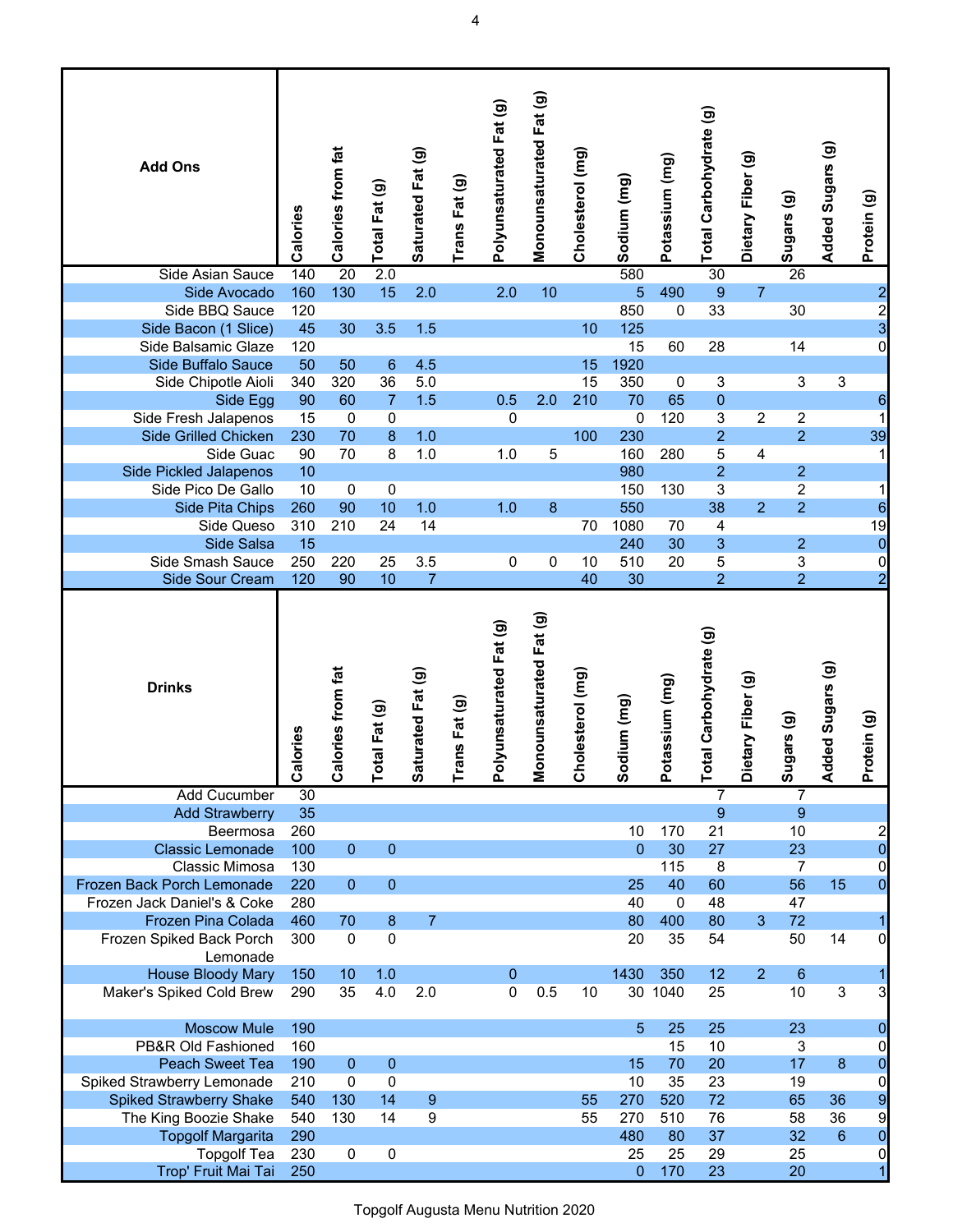| Add Ons | Calories | Calories from fat | Total Fat (g) | Saturated Fat (g) | Trans Fat (g) | Polyunsaturated Fat (g) | Monounsaturated Fat (g) | Cholesterol (mg) | Sodium (mg) | Potassium (mg) | Total Carbohydrate (g) | Dietary Fiber (g) | Sugars (g) | Added Sugars (g) | Protein (g) |
|---|---|---|---|---|---|---|---|---|---|---|---|---|---|---|---|
| Side Asian Sauce | 140 | 20 | 2.0 | | | | | | 580 | | 30 | | 26 | | |
| Side Avocado | 160 | 130 | 15 | 2.0 | | 2.0 | 10 | | 5 | 490 | 9 | 7 | | | 2 |
| Side BBQ Sauce | 120 | | | | | | | | 850 | 0 | 33 | | 30 | | 2 |
| Side Bacon (1 Slice) | 45 | 30 | 3.5 | 1.5 | | | | 10 | 125 | | | | | | 3 |
| Side Balsamic Glaze | 120 | | | | | | | | 15 | 60 | 28 | | 14 | | 0 |
| Side Buffalo Sauce | 50 | 50 | 6 | 4.5 | | | | 15 | 1920 | | | | | | |
| Side Chipotle Aioli | 340 | 320 | 36 | 5.0 | | | | 15 | 350 | 0 | 3 | | 3 | 3 | |
| Side Egg | 90 | 60 | 7 | 1.5 | | 0.5 | 2.0 | 210 | 70 | 65 | 0 | | | | 6 |
| Side Fresh Jalapenos | 15 | 0 | 0 | | | 0 | | | 0 | 120 | 3 | 2 | 2 | | 1 |
| Side Grilled Chicken | 230 | 70 | 8 | 1.0 | | | | 100 | 230 | | 2 | | 2 | | 39 |
| Side Guac | 90 | 70 | 8 | 1.0 | | 1.0 | 5 | | 160 | 280 | 5 | 4 | | | 1 |
| Side Pickled Jalapenos | 10 | | | | | | | | 980 | | 2 | | 2 | | |
| Side Pico De Gallo | 10 | 0 | 0 | | | | | | 150 | 130 | 3 | | 2 | | 1 |
| Side Pita Chips | 260 | 90 | 10 | 1.0 | | 1.0 | 8 | | 550 | | 38 | 2 | 2 | | 6 |
| Side Queso | 310 | 210 | 24 | 14 | | | | 70 | 1080 | 70 | 4 | | | | 19 |
| Side Salsa | 15 | | | | | | | | 240 | 30 | 3 | | 2 | | 0 |
| Side Smash Sauce | 250 | 220 | 25 | 3.5 | | 0 | 0 | 10 | 510 | 20 | 5 | | 3 | | 0 |
| Side Sour Cream | 120 | 90 | 10 | 7 | | | | 40 | 30 | | 2 | | 2 | | 2 |

| Drinks | Calories | Calories from fat | Total Fat (g) | Saturated Fat (g) | Trans Fat (g) | Polyunsaturated Fat (g) | Monounsaturated Fat (g) | Cholesterol (mg) | Sodium (mg) | Potassium (mg) | Total Carbohydrate (g) | Dietary Fiber (g) | Sugars (g) | Added Sugars (g) | Protein (g) |
|---|---|---|---|---|---|---|---|---|---|---|---|---|---|---|---|
| Add Cucumber | 30 | | | | | | | | | | 7 | | 7 | | |
| Add Strawberry | 35 | | | | | | | | | | 9 | | 9 | | |
| Beermosa | 260 | | | | | | | | 10 | 170 | 21 | | 10 | | 2 |
| Classic Lemonade | 100 | 0 | 0 | | | | | | 0 | 30 | 27 | | 23 | | 0 |
| Classic Mimosa | 130 | | | | | | | | | 115 | 8 | | 7 | | 0 |
| Frozen Back Porch Lemonade | 220 | 0 | 0 | | | | | | 25 | 40 | 60 | | 56 | 15 | 0 |
| Frozen Jack Daniel's & Coke | 280 | | | | | | | | 40 | 0 | 48 | | 47 | | |
| Frozen Pina Colada | 460 | 70 | 8 | 7 | | | | | 80 | 400 | 80 | 3 | 72 | | 1 |
| Frozen Spiked Back Porch Lemonade | 300 | 0 | 0 | | | | | | 20 | 35 | 54 | | 50 | 14 | 0 |
| House Bloody Mary | 150 | 10 | 1.0 | | | 0 | | | 1430 | 350 | 12 | 2 | 6 | | 1 |
| Maker's Spiked Cold Brew | 290 | 35 | 4.0 | 2.0 | | 0 | 0.5 | 10 | 30 | 1040 | 25 | | 10 | 3 | 3 |
| Moscow Mule | 190 | | | | | | | | 5 | 25 | 25 | | 23 | | 0 |
| PB&R Old Fashioned | 160 | | | | | | | | | 15 | 10 | | 3 | | 0 |
| Peach Sweet Tea | 190 | 0 | 0 | | | | | | 15 | 70 | 20 | | 17 | 8 | 0 |
| Spiked Strawberry Lemonade | 210 | 0 | 0 | | | | | | 10 | 35 | 23 | | 19 | | 0 |
| Spiked Strawberry Shake | 540 | 130 | 14 | 9 | | | | 55 | 270 | 520 | 72 | | 65 | 36 | 9 |
| The King Boozie Shake | 540 | 130 | 14 | 9 | | | | 55 | 270 | 510 | 76 | | 58 | 36 | 9 |
| Topgolf Margarita | 290 | | | | | | | | 480 | 80 | 37 | | 32 | 6 | 0 |
| Topgolf Tea | 230 | 0 | 0 | | | | | | 25 | 25 | 29 | | 25 | | 0 |
| Trop' Fruit Mai Tai | 250 | | | | | | | | 0 | 170 | 23 | | 20 | | 1 |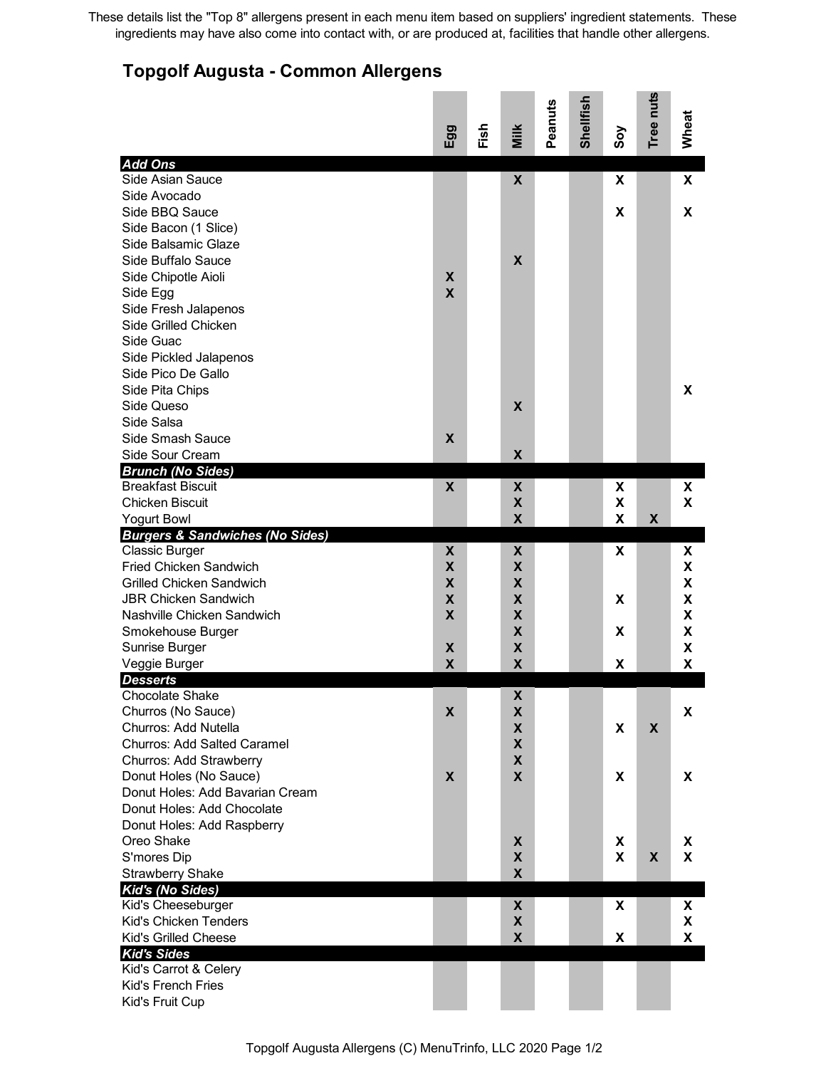These details list the "Top 8" allergens present in each menu item based on suppliers' ingredient statements. These ingredients may have also come into contact with, or are produced at, facilities that handle other allergens.

## Topgolf Augusta - Common Allergens

| | Egg | Fish | Milk | Peanuts | Shellfish | Soy | Tree nuts | Wheat |
|---|---|---|---|---|---|---|---|---|
| ***Add Ons*** | | | | | | | | |
| Side Asian Sauce | | | X | | | X | | X |
| Side Avocado | | | | | | | | |
| Side BBQ Sauce | | | | | | X | | X |
| Side Bacon (1 Slice) | | | | | | | | |
| Side Balsamic Glaze | | | | | | | | |
| Side Buffalo Sauce | | | X | | | | | |
| Side Chipotle Aioli | X | | | | | | | |
| Side Egg | X | | | | | | | |
| Side Fresh Jalapenos | | | | | | | | |
| Side Grilled Chicken | | | | | | | | |
| Side Guac | | | | | | | | |
| Side Pickled Jalapenos | | | | | | | | |
| Side Pico De Gallo | | | | | | | | |
| Side Pita Chips | | | | | | | | X |
| Side Queso | | | X | | | | | |
| Side Salsa | | | | | | | | |
| Side Smash Sauce | X | | | | | | | |
| Side Sour Cream | | | X | | | | | |
| ***Brunch (No Sides)*** | | | | | | | | |
| Breakfast Biscuit | X | | X | | | X | | X |
| Chicken Biscuit | | | X | | | X | | X |
| Yogurt Bowl | | | X | | | X | X | |
| ***Burgers & Sandwiches (No Sides)*** | | | | | | | | |
| Classic Burger | X | | X | | | X | | X |
| Fried Chicken Sandwich | X | | X | | | | | X |
| Grilled Chicken Sandwich | X | | X | | | | | X |
| JBR Chicken Sandwich | X | | X | | | X | | X |
| Nashville Chicken Sandwich | X | | X | | | | | X |
| Smokehouse Burger | | | X | | | X | | X |
| Sunrise Burger | X | | X | | | | | X |
| Veggie Burger | X | | X | | | X | | X |
| ***Desserts*** | | | | | | | | |
| Chocolate Shake | | | X | | | | | |
| Churros (No Sauce) | X | | X | | | | | X |
| Churros: Add Nutella | | | X | | | X | X | |
| Churros: Add Salted Caramel | | | X | | | | | |
| Churros: Add Strawberry | | | X | | | | | |
| Donut Holes (No Sauce) | X | | X | | | X | | X |
| Donut Holes: Add Bavarian Cream | | | | | | | | |
| Donut Holes: Add Chocolate | | | | | | | | |
| Donut Holes: Add Raspberry | | | | | | | | |
| Oreo Shake | | | X | | | X | | X |
| S'mores Dip | | | X | | | X | X | X |
| Strawberry Shake | | | X | | | | | |
| ***Kid's (No Sides)*** | | | | | | | | |
| Kid's Cheeseburger | | | X | | | X | | X |
| Kid's Chicken Tenders | | | X | | | | | X |
| Kid's Grilled Cheese | | | X | | | X | | X |
| ***Kid's Sides*** | | | | | | | | |
| Kid's Carrot & Celery | | | | | | | | |
| Kid's French Fries | | | | | | | | |
| Kid's Fruit Cup | | | | | | | | |

Topgolf Augusta Allergens (C) MenuTrinfo, LLC 2020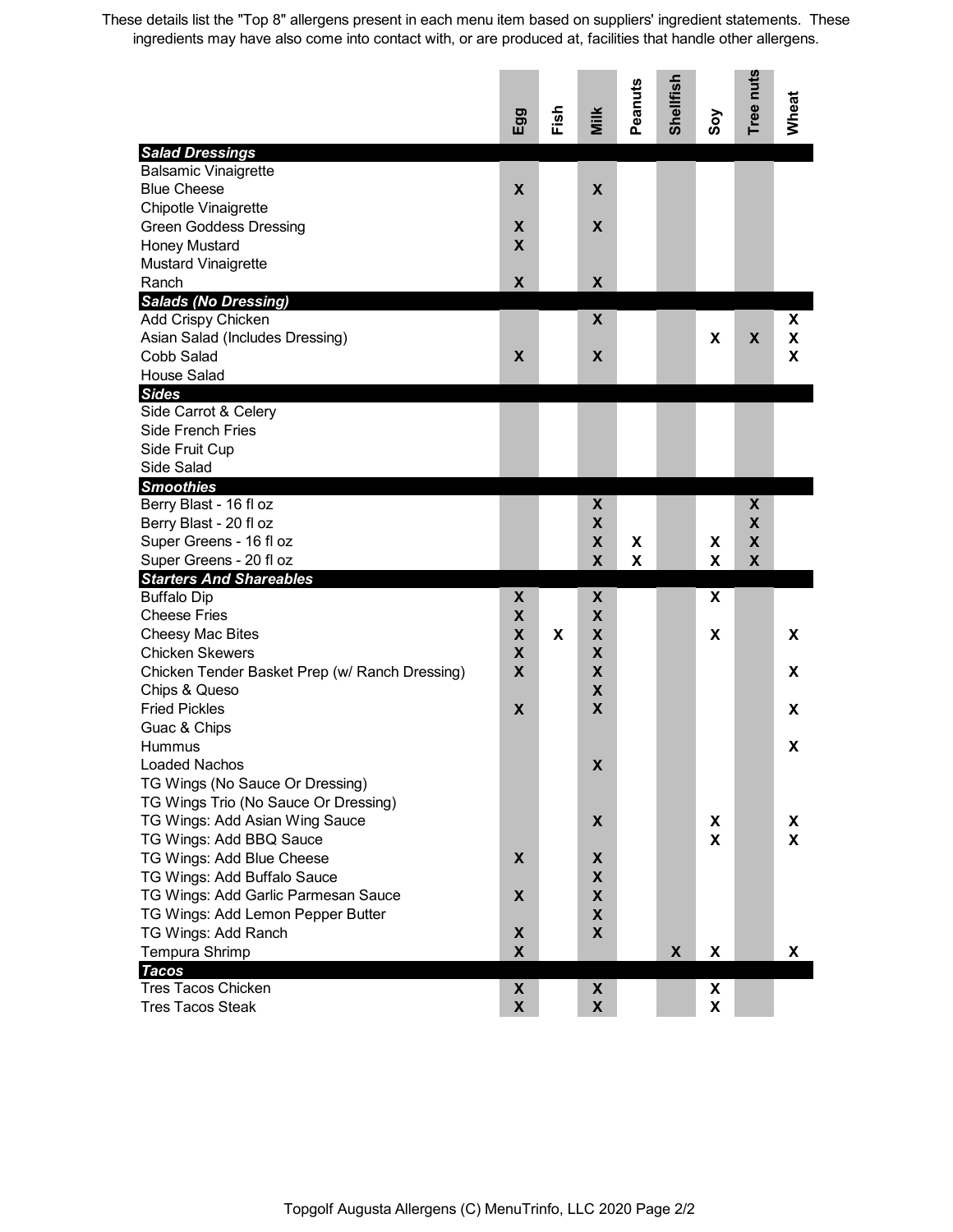These details list the "Top 8" allergens present in each menu item based on suppliers' ingredient statements. These ingredients may have also come into contact with, or are produced at, facilities that handle other allergens.

| | Egg | Fish | Milk | Peanuts | Shellfish | Soy | Tree nuts | Wheat |
|---|---|---|---|---|---|---|---|---|
| ***Salad Dressings*** | | | | | | | | |
| Balsamic Vinaigrette | | | | | | | | |
| Blue Cheese | X | | X | | | | | |
| Chipotle Vinaigrette | | | | | | | | |
| Green Goddess Dressing | X | | X | | | | | |
| Honey Mustard | X | | | | | | | |
| Mustard Vinaigrette | | | | | | | | |
| Ranch | X | | X | | | | | |
| ***Salads (No Dressing)*** | | | | | | | | |
| Add Crispy Chicken | | | X | | | | | X |
| Asian Salad (Includes Dressing) | | | | | | X | X | X |
| Cobb Salad | X | | X | | | | | X |
| House Salad | | | | | | | | |
| ***Sides*** | | | | | | | | |
| Side Carrot & Celery | | | | | | | | |
| Side French Fries | | | | | | | | |
| Side Fruit Cup | | | | | | | | |
| Side Salad | | | | | | | | |
| ***Smoothies*** | | | | | | | | |
| Berry Blast - 16 fl oz | | | X | | | | X | |
| Berry Blast - 20 fl oz | | | X | | | | X | |
| Super Greens - 16 fl oz | | | X | X | | X | X | |
| Super Greens - 20 fl oz | | | X | X | | X | X | |
| ***Starters And Shareables*** | | | | | | | | |
| Buffalo Dip | X | | X | | | X | | |
| Cheese Fries | X | | X | | | | | |
| Cheesy Mac Bites | X | X | X | | | X | | X |
| Chicken Skewers | X | | X | | | | | |
| Chicken Tender Basket Prep (w/ Ranch Dressing) | X | | X | | | | | X |
| Chips & Queso | | | X | | | | | |
| Fried Pickles | X | | X | | | | | X |
| Guac & Chips | | | | | | | | |
| Hummus | | | | | | | | X |
| Loaded Nachos | | | X | | | | | |
| TG Wings (No Sauce Or Dressing) | | | | | | | | |
| TG Wings Trio (No Sauce Or Dressing) | | | | | | | | |
| TG Wings: Add Asian Wing Sauce | | | X | | | X | | X |
| TG Wings: Add BBQ Sauce | | | | | | X | | X |
| TG Wings: Add Blue Cheese | X | | X | | | | | |
| TG Wings: Add Buffalo Sauce | | | X | | | | | |
| TG Wings: Add Garlic Parmesan Sauce | X | | X | | | | | |
| TG Wings: Add Lemon Pepper Butter | | | X | | | | | |
| TG Wings: Add Ranch | X | | X | | | | | |
| Tempura Shrimp | X | | | | X | X | | X |
| ***Tacos*** | | | | | | | | |
| Tres Tacos Chicken | X | | X | | | X | | |
| Tres Tacos Steak | X | | X | | | X | | |

Topgolf Augusta Allergens (C) MenuTrinfo, LLC 2020